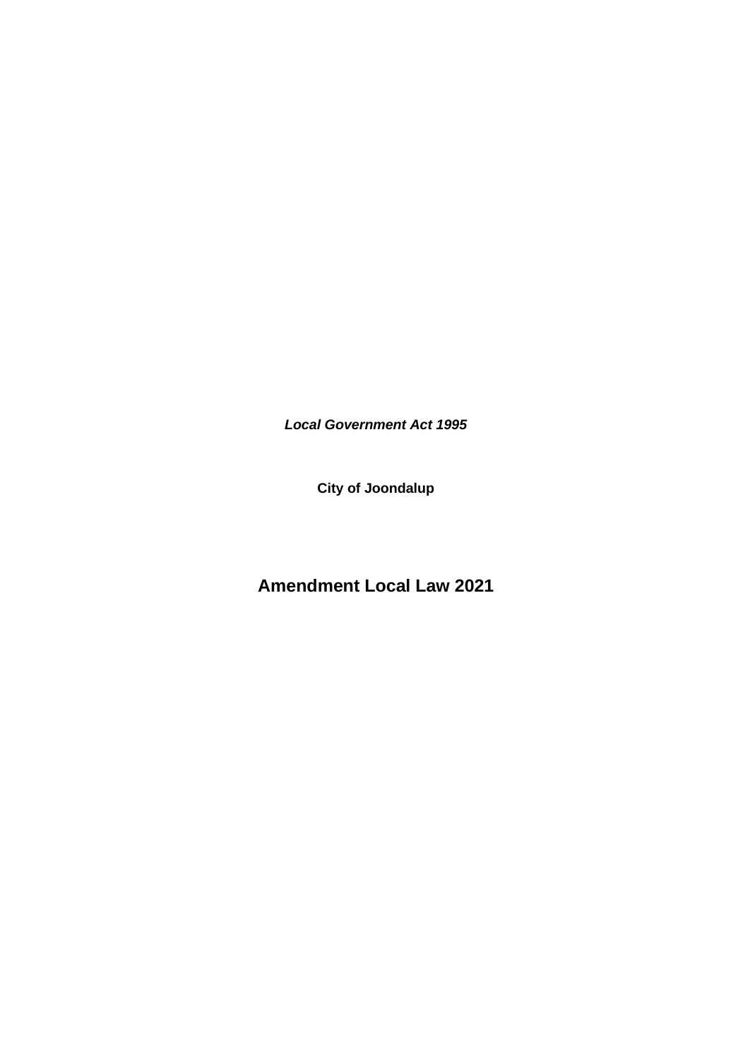***Local Government Act 1995***

**City of Joondalup**

# Amendment Local Law 2021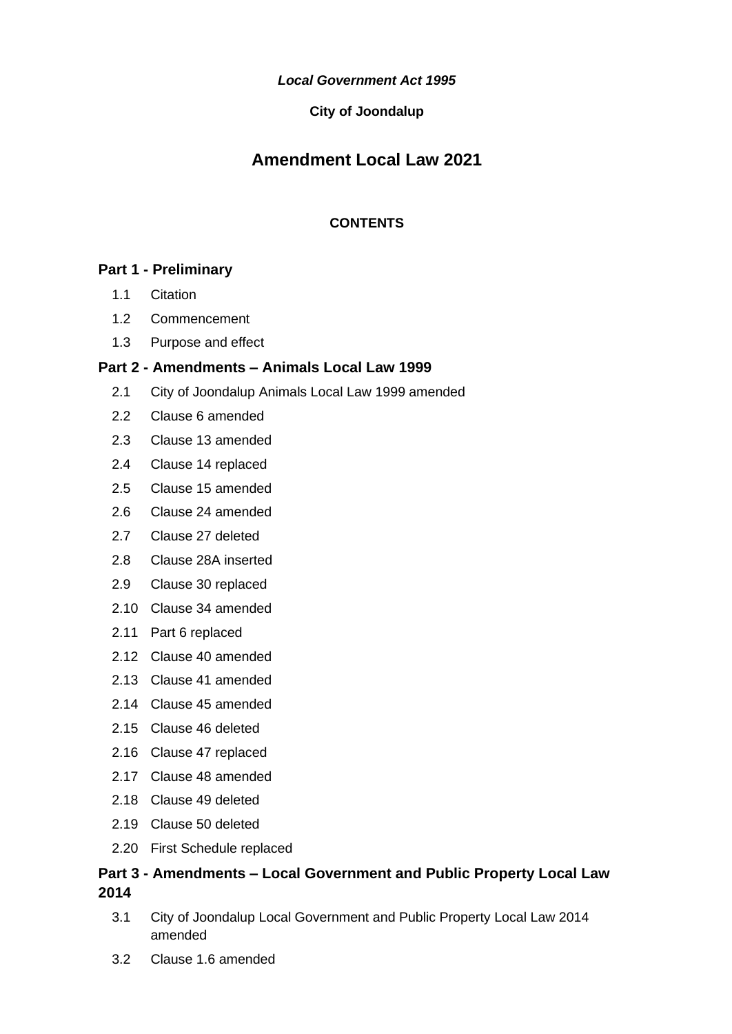*Local Government Act 1995*

**City of Joondalup**

# Amendment Local Law 2021

**CONTENTS**

**Part 1 - Preliminary**

1.1 Citation

1.2 Commencement

1.3 Purpose and effect

**Part 2 - Amendments – Animals Local Law 1999**

2.1 City of Joondalup Animals Local Law 1999 amended

2.2 Clause 6 amended

2.3 Clause 13 amended

2.4 Clause 14 replaced

2.5 Clause 15 amended

2.6 Clause 24 amended

2.7 Clause 27 deleted

2.8 Clause 28A inserted

2.9 Clause 30 replaced

2.10 Clause 34 amended

2.11 Part 6 replaced

2.12 Clause 40 amended

2.13 Clause 41 amended

2.14 Clause 45 amended

2.15 Clause 46 deleted

2.16 Clause 47 replaced

2.17 Clause 48 amended

2.18 Clause 49 deleted

2.19 Clause 50 deleted

2.20 First Schedule replaced

**Part 3 - Amendments – Local Government and Public Property Local Law 2014**

3.1 City of Joondalup Local Government and Public Property Local Law 2014 amended

3.2 Clause 1.6 amended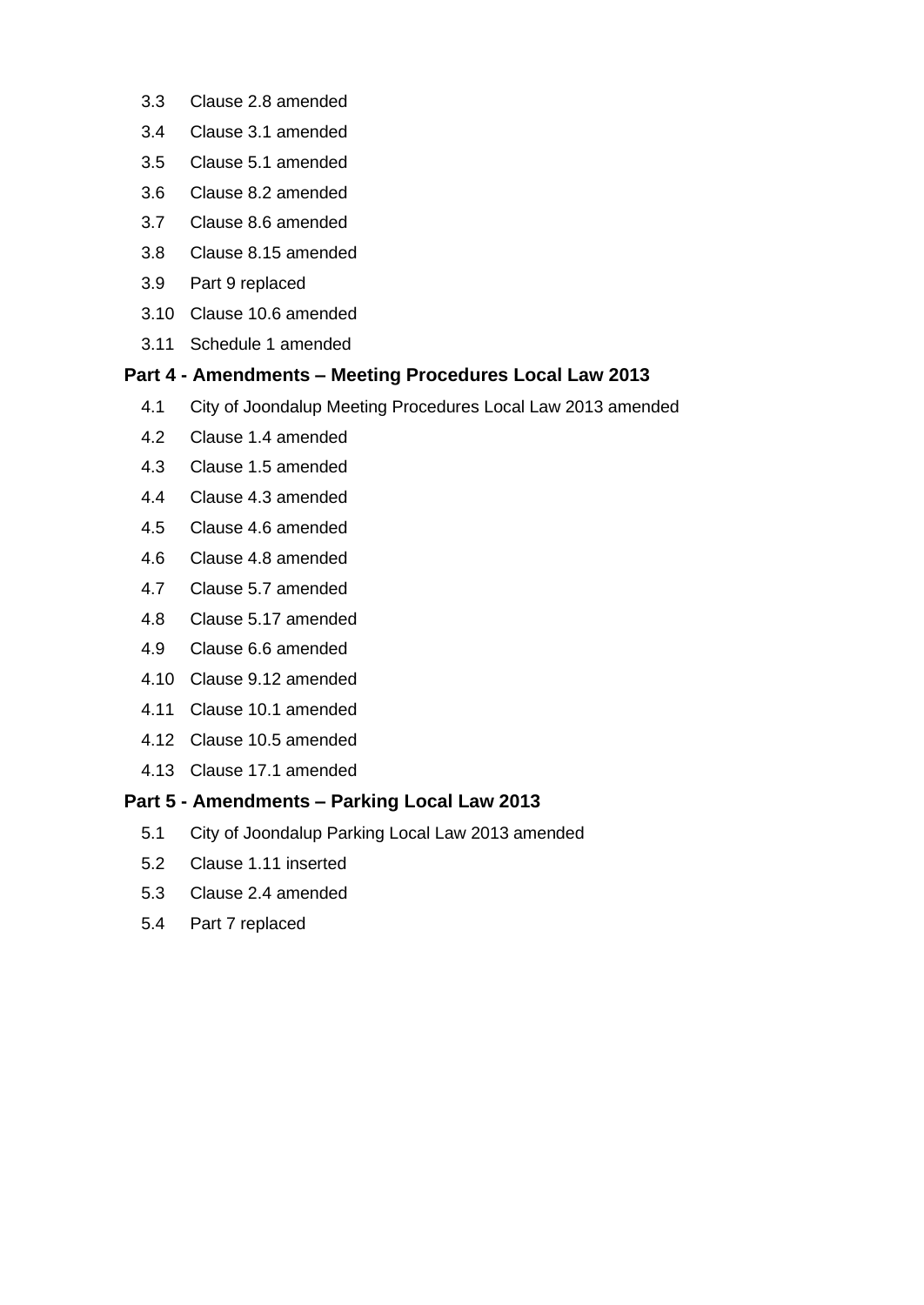3.3 Clause 2.8 amended

3.4 Clause 3.1 amended

3.5 Clause 5.1 amended

3.6 Clause 8.2 amended

3.7 Clause 8.6 amended

3.8 Clause 8.15 amended

3.9 Part 9 replaced

3.10 Clause 10.6 amended

3.11 Schedule 1 amended

**Part 4 - Amendments – Meeting Procedures Local Law 2013**

4.1 City of Joondalup Meeting Procedures Local Law 2013 amended

4.2 Clause 1.4 amended

4.3 Clause 1.5 amended

4.4 Clause 4.3 amended

4.5 Clause 4.6 amended

4.6 Clause 4.8 amended

4.7 Clause 5.7 amended

4.8 Clause 5.17 amended

4.9 Clause 6.6 amended

4.10 Clause 9.12 amended

4.11 Clause 10.1 amended

4.12 Clause 10.5 amended

4.13 Clause 17.1 amended

**Part 5 - Amendments – Parking Local Law 2013**

5.1 City of Joondalup Parking Local Law 2013 amended

5.2 Clause 1.11 inserted

5.3 Clause 2.4 amended

5.4 Part 7 replaced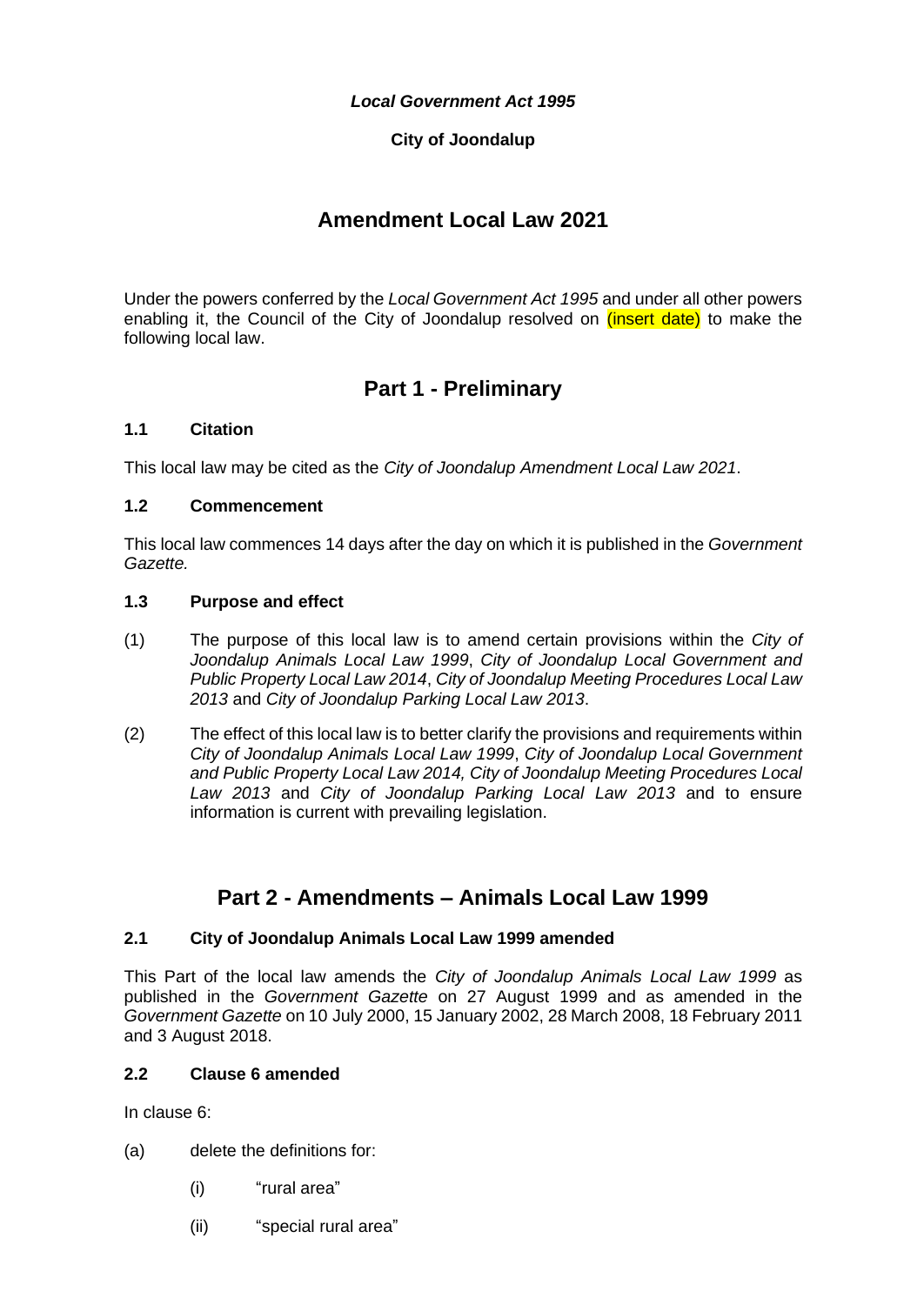*Local Government Act 1995*

**City of Joondalup**

# Amendment Local Law 2021

Under the powers conferred by the *Local Government Act 1995* and under all other powers enabling it, the Council of the City of Joondalup resolved on (insert date) to make the following local law.

## Part 1 - Preliminary

### 1.1 Citation

This local law may be cited as the *City of Joondalup Amendment Local Law 2021*.

### 1.2 Commencement

This local law commences 14 days after the day on which it is published in the *Government Gazette.*

### 1.3 Purpose and effect

(1) The purpose of this local law is to amend certain provisions within the *City of Joondalup Animals Local Law 1999*, *City of Joondalup Local Government and Public Property Local Law 2014*, *City of Joondalup Meeting Procedures Local Law 2013* and *City of Joondalup Parking Local Law 2013*.

(2) The effect of this local law is to better clarify the provisions and requirements within *City of Joondalup Animals Local Law 1999*, *City of Joondalup Local Government and Public Property Local Law 2014, City of Joondalup Meeting Procedures Local Law 2013* and *City of Joondalup Parking Local Law 2013* and to ensure information is current with prevailing legislation.

## Part 2 - Amendments – Animals Local Law 1999

### 2.1 City of Joondalup Animals Local Law 1999 amended

This Part of the local law amends the *City of Joondalup Animals Local Law 1999* as published in the *Government Gazette* on 27 August 1999 and as amended in the *Government Gazette* on 10 July 2000, 15 January 2002, 28 March 2008, 18 February 2011 and 3 August 2018.

### 2.2 Clause 6 amended

In clause 6:

(a) delete the definitions for:

  (i) "rural area"

  (ii) "special rural area"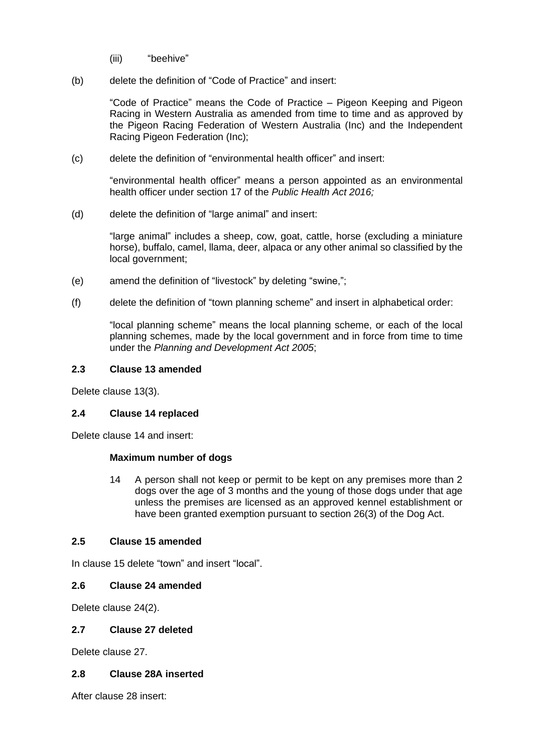(iii) "beehive"

(b) delete the definition of "Code of Practice" and insert:

> "Code of Practice" means the Code of Practice – Pigeon Keeping and Pigeon Racing in Western Australia as amended from time to time and as approved by the Pigeon Racing Federation of Western Australia (Inc) and the Independent Racing Pigeon Federation (Inc);

(c) delete the definition of "environmental health officer" and insert:

> "environmental health officer" means a person appointed as an environmental health officer under section 17 of the *Public Health Act 2016;*

(d) delete the definition of "large animal" and insert:

> "large animal" includes a sheep, cow, goat, cattle, horse (excluding a miniature horse), buffalo, camel, llama, deer, alpaca or any other animal so classified by the local government;

(e) amend the definition of "livestock" by deleting "swine,";

(f) delete the definition of "town planning scheme" and insert in alphabetical order:

> "local planning scheme" means the local planning scheme, or each of the local planning schemes, made by the local government and in force from time to time under the *Planning and Development Act 2005*;

### 2.3 Clause 13 amended

Delete clause 13(3).

### 2.4 Clause 14 replaced

Delete clause 14 and insert:

**Maximum number of dogs**

> 14 A person shall not keep or permit to be kept on any premises more than 2 dogs over the age of 3 months and the young of those dogs under that age unless the premises are licensed as an approved kennel establishment or have been granted exemption pursuant to section 26(3) of the Dog Act.

### 2.5 Clause 15 amended

In clause 15 delete "town" and insert "local".

### 2.6 Clause 24 amended

Delete clause 24(2).

### 2.7 Clause 27 deleted

Delete clause 27.

### 2.8 Clause 28A inserted

After clause 28 insert: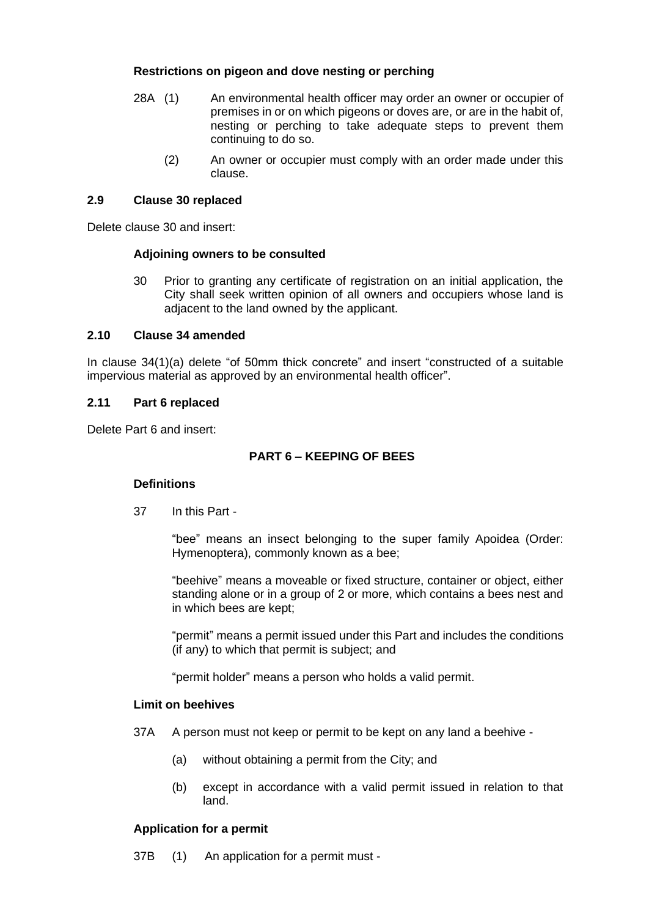**Restrictions on pigeon and dove nesting or perching**

28A (1) An environmental health officer may order an owner or occupier of premises in or on which pigeons or doves are, or are in the habit of, nesting or perching to take adequate steps to prevent them continuing to do so.

(2) An owner or occupier must comply with an order made under this clause.

## 2.9 Clause 30 replaced

Delete clause 30 and insert:

**Adjoining owners to be consulted**

30 Prior to granting any certificate of registration on an initial application, the City shall seek written opinion of all owners and occupiers whose land is adjacent to the land owned by the applicant.

## 2.10 Clause 34 amended

In clause 34(1)(a) delete "of 50mm thick concrete" and insert "constructed of a suitable impervious material as approved by an environmental health officer".

## 2.11 Part 6 replaced

Delete Part 6 and insert:

**PART 6 – KEEPING OF BEES**

**Definitions**

37 In this Part -

"bee" means an insect belonging to the super family Apoidea (Order: Hymenoptera), commonly known as a bee;

"beehive" means a moveable or fixed structure, container or object, either standing alone or in a group of 2 or more, which contains a bees nest and in which bees are kept;

"permit" means a permit issued under this Part and includes the conditions (if any) to which that permit is subject; and

"permit holder" means a person who holds a valid permit.

**Limit on beehives**

37A A person must not keep or permit to be kept on any land a beehive -

(a) without obtaining a permit from the City; and

(b) except in accordance with a valid permit issued in relation to that land.

**Application for a permit**

37B (1) An application for a permit must -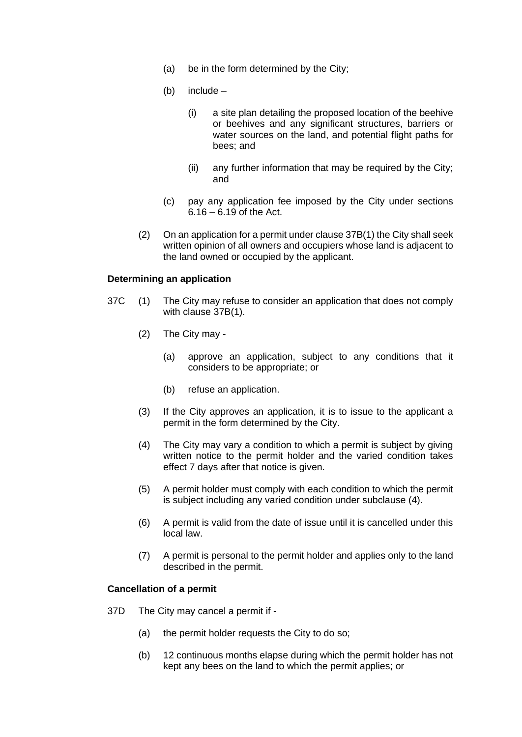(a) be in the form determined by the City;

(b) include –

  (i) a site plan detailing the proposed location of the beehive or beehives and any significant structures, barriers or water sources on the land, and potential flight paths for bees; and

  (ii) any further information that may be required by the City; and

(c) pay any application fee imposed by the City under sections 6.16 – 6.19 of the Act.

(2) On an application for a permit under clause 37B(1) the City shall seek written opinion of all owners and occupiers whose land is adjacent to the land owned or occupied by the applicant.

**Determining an application**

37C (1) The City may refuse to consider an application that does not comply with clause 37B(1).

(2) The City may -

  (a) approve an application, subject to any conditions that it considers to be appropriate; or

  (b) refuse an application.

(3) If the City approves an application, it is to issue to the applicant a permit in the form determined by the City.

(4) The City may vary a condition to which a permit is subject by giving written notice to the permit holder and the varied condition takes effect 7 days after that notice is given.

(5) A permit holder must comply with each condition to which the permit is subject including any varied condition under subclause (4).

(6) A permit is valid from the date of issue until it is cancelled under this local law.

(7) A permit is personal to the permit holder and applies only to the land described in the permit.

**Cancellation of a permit**

37D The City may cancel a permit if -

(a) the permit holder requests the City to do so;

(b) 12 continuous months elapse during which the permit holder has not kept any bees on the land to which the permit applies; or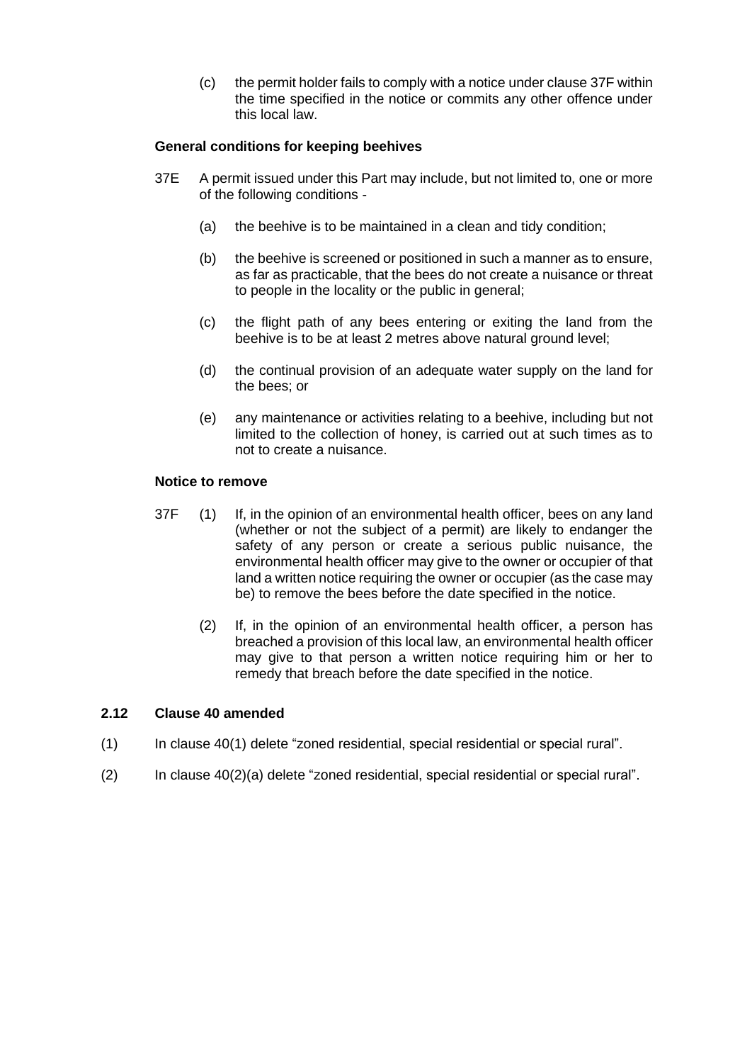(c) the permit holder fails to comply with a notice under clause 37F within the time specified in the notice or commits any other offence under this local law.

**General conditions for keeping beehives**

37E A permit issued under this Part may include, but not limited to, one or more of the following conditions -

(a) the beehive is to be maintained in a clean and tidy condition;

(b) the beehive is screened or positioned in such a manner as to ensure, as far as practicable, that the bees do not create a nuisance or threat to people in the locality or the public in general;

(c) the flight path of any bees entering or exiting the land from the beehive is to be at least 2 metres above natural ground level;

(d) the continual provision of an adequate water supply on the land for the bees; or

(e) any maintenance or activities relating to a beehive, including but not limited to the collection of honey, is carried out at such times as to not to create a nuisance.

**Notice to remove**

37F (1) If, in the opinion of an environmental health officer, bees on any land (whether or not the subject of a permit) are likely to endanger the safety of any person or create a serious public nuisance, the environmental health officer may give to the owner or occupier of that land a written notice requiring the owner or occupier (as the case may be) to remove the bees before the date specified in the notice.

(2) If, in the opinion of an environmental health officer, a person has breached a provision of this local law, an environmental health officer may give to that person a written notice requiring him or her to remedy that breach before the date specified in the notice.

### 2.12 Clause 40 amended

(1) In clause 40(1) delete "zoned residential, special residential or special rural".

(2) In clause 40(2)(a) delete "zoned residential, special residential or special rural".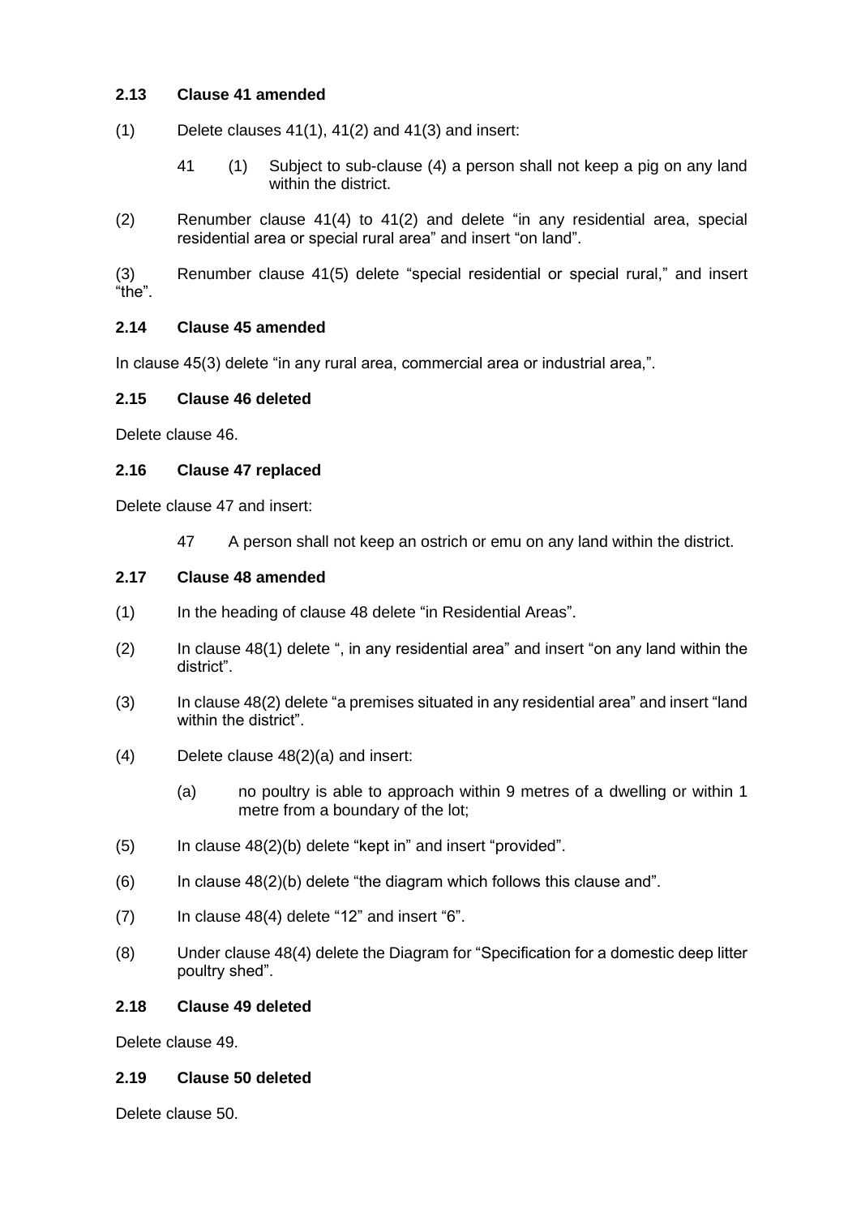### 2.13 Clause 41 amended

(1) Delete clauses 41(1), 41(2) and 41(3) and insert:

> 41 (1) Subject to sub-clause (4) a person shall not keep a pig on any land within the district.

(2) Renumber clause 41(4) to 41(2) and delete "in any residential area, special residential area or special rural area" and insert "on land".

(3) Renumber clause 41(5) delete "special residential or special rural," and insert "the".

### 2.14 Clause 45 amended

In clause 45(3) delete "in any rural area, commercial area or industrial area,".

### 2.15 Clause 46 deleted

Delete clause 46.

### 2.16 Clause 47 replaced

Delete clause 47 and insert:

> 47 A person shall not keep an ostrich or emu on any land within the district.

### 2.17 Clause 48 amended

(1) In the heading of clause 48 delete "in Residential Areas".

(2) In clause 48(1) delete ", in any residential area" and insert "on any land within the district".

(3) In clause 48(2) delete "a premises situated in any residential area" and insert "land within the district".

(4) Delete clause 48(2)(a) and insert:

> (a) no poultry is able to approach within 9 metres of a dwelling or within 1 metre from a boundary of the lot;

(5) In clause 48(2)(b) delete "kept in" and insert "provided".

(6) In clause 48(2)(b) delete "the diagram which follows this clause and".

(7) In clause 48(4) delete "12" and insert "6".

(8) Under clause 48(4) delete the Diagram for "Specification for a domestic deep litter poultry shed".

### 2.18 Clause 49 deleted

Delete clause 49.

### 2.19 Clause 50 deleted

Delete clause 50.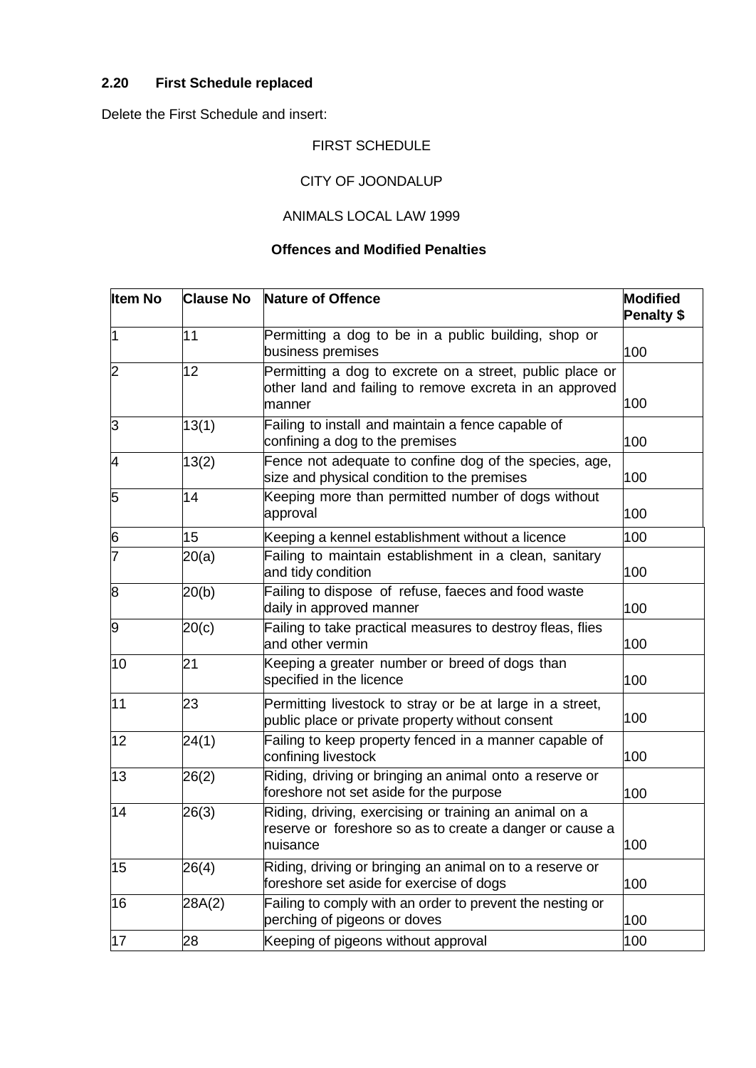### 2.20 First Schedule replaced

Delete the First Schedule and insert:

FIRST SCHEDULE

CITY OF JOONDALUP

ANIMALS LOCAL LAW 1999

**Offences and Modified Penalties**

| Item No | Clause No | Nature of Offence | Modified Penalty $ |
|---|---|---|---|
| 1 | 11 | Permitting a dog to be in a public building, shop or business premises | 100 |
| 2 | 12 | Permitting a dog to excrete on a street, public place or other land and failing to remove excreta in an approved manner | 100 |
| 3 | 13(1) | Failing to install and maintain a fence capable of confining a dog to the premises | 100 |
| 4 | 13(2) | Fence not adequate to confine dog of the species, age, size and physical condition to the premises | 100 |
| 5 | 14 | Keeping more than permitted number of dogs without approval | 100 |
| 6 | 15 | Keeping a kennel establishment without a licence | 100 |
| 7 | 20(a) | Failing to maintain establishment in a clean, sanitary and tidy condition | 100 |
| 8 | 20(b) | Failing to dispose of refuse, faeces and food waste daily in approved manner | 100 |
| 9 | 20(c) | Failing to take practical measures to destroy fleas, flies and other vermin | 100 |
| 10 | 21 | Keeping a greater number or breed of dogs than specified in the licence | 100 |
| 11 | 23 | Permitting livestock to stray or be at large in a street, public place or private property without consent | 100 |
| 12 | 24(1) | Failing to keep property fenced in a manner capable of confining livestock | 100 |
| 13 | 26(2) | Riding, driving or bringing an animal onto a reserve or foreshore not set aside for the purpose | 100 |
| 14 | 26(3) | Riding, driving, exercising or training an animal on a reserve or foreshore so as to create a danger or cause a nuisance | 100 |
| 15 | 26(4) | Riding, driving or bringing an animal on to a reserve or foreshore set aside for exercise of dogs | 100 |
| 16 | 28A(2) | Failing to comply with an order to prevent the nesting or perching of pigeons or doves | 100 |
| 17 | 28 | Keeping of pigeons without approval | 100 |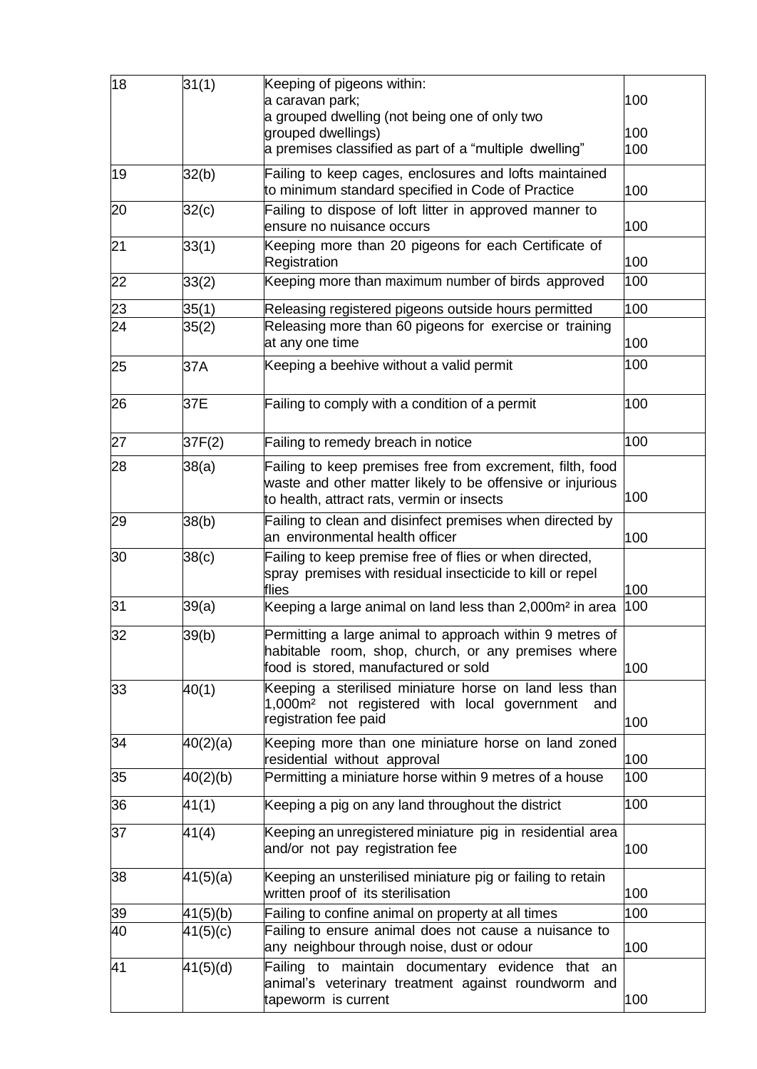| 18 | 31(1) | Keeping of pigeons within:<br>a caravan park;<br>a grouped dwelling (not being one of only two grouped dwellings)<br>a premises classified as part of a "multiple dwelling" | 100<br><br>100<br>100 |
|---|---|---|---|
| 19 | 32(b) | Failing to keep cages, enclosures and lofts maintained to minimum standard specified in Code of Practice | 100 |
| 20 | 32(c) | Failing to dispose of loft litter in approved manner to ensure no nuisance occurs | 100 |
| 21 | 33(1) | Keeping more than 20 pigeons for each Certificate of Registration | 100 |
| 22 | 33(2) | Keeping more than maximum number of birds approved | 100 |
| 23 | 35(1) | Releasing registered pigeons outside hours permitted | 100 |
| 24 | 35(2) | Releasing more than 60 pigeons for exercise or training at any one time | 100 |
| 25 | 37A | Keeping a beehive without a valid permit | 100 |
| 26 | 37E | Failing to comply with a condition of a permit | 100 |
| 27 | 37F(2) | Failing to remedy breach in notice | 100 |
| 28 | 38(a) | Failing to keep premises free from excrement, filth, food waste and other matter likely to be offensive or injurious to health, attract rats, vermin or insects | 100 |
| 29 | 38(b) | Failing to clean and disinfect premises when directed by an environmental health officer | 100 |
| 30 | 38(c) | Failing to keep premise free of flies or when directed, spray premises with residual insecticide to kill or repel flies | 100 |
| 31 | 39(a) | Keeping a large animal on land less than 2,000m² in area | 100 |
| 32 | 39(b) | Permitting a large animal to approach within 9 metres of habitable room, shop, church, or any premises where food is stored, manufactured or sold | 100 |
| 33 | 40(1) | Keeping a sterilised miniature horse on land less than 1,000m² not registered with local government and registration fee paid | 100 |
| 34 | 40(2)(a) | Keeping more than one miniature horse on land zoned residential without approval | 100 |
| 35 | 40(2)(b) | Permitting a miniature horse within 9 metres of a house | 100 |
| 36 | 41(1) | Keeping a pig on any land throughout the district | 100 |
| 37 | 41(4) | Keeping an unregistered miniature pig in residential area and/or not pay registration fee | 100 |
| 38 | 41(5)(a) | Keeping an unsterilised miniature pig or failing to retain written proof of its sterilisation | 100 |
| 39 | 41(5)(b) | Failing to confine animal on property at all times | 100 |
| 40 | 41(5)(c) | Failing to ensure animal does not cause a nuisance to any neighbour through noise, dust or odour | 100 |
| 41 | 41(5)(d) | Failing to maintain documentary evidence that an animal's veterinary treatment against roundworm and tapeworm is current | 100 |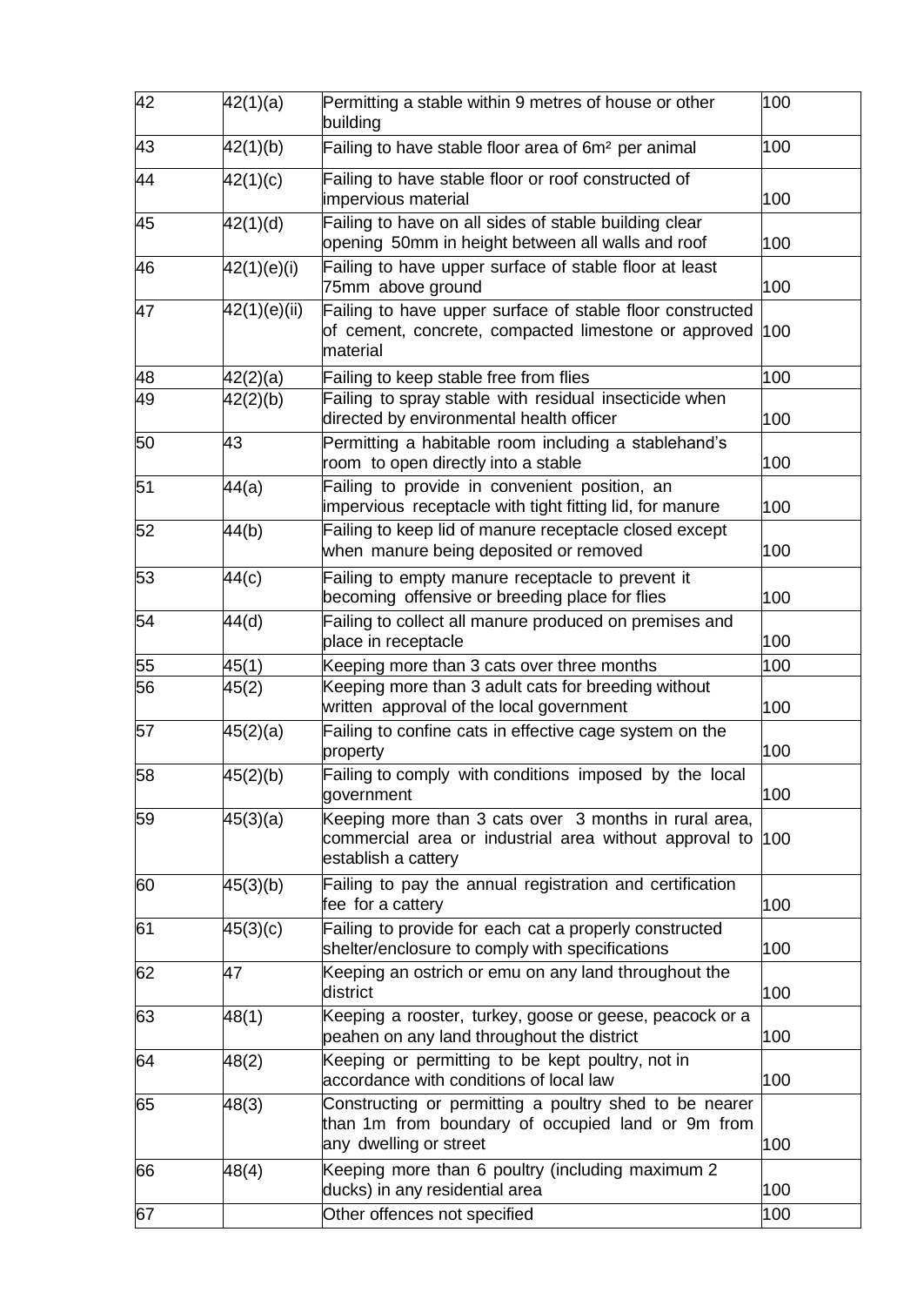| 42 | 42(1)(a) | Permitting a stable within 9 metres of house or other building | 100 |
|---|---|---|---|
| 43 | 42(1)(b) | Failing to have stable floor area of 6m² per animal | 100 |
| 44 | 42(1)(c) | Failing to have stable floor or roof constructed of impervious material | 100 |
| 45 | 42(1)(d) | Failing to have on all sides of stable building clear opening 50mm in height between all walls and roof | 100 |
| 46 | 42(1)(e)(i) | Failing to have upper surface of stable floor at least 75mm above ground | 100 |
| 47 | 42(1)(e)(ii) | Failing to have upper surface of stable floor constructed of cement, concrete, compacted limestone or approved material | 100 |
| 48 | 42(2)(a) | Failing to keep stable free from flies | 100 |
| 49 | 42(2)(b) | Failing to spray stable with residual insecticide when directed by environmental health officer | 100 |
| 50 | 43 | Permitting a habitable room including a stablehand's room to open directly into a stable | 100 |
| 51 | 44(a) | Failing to provide in convenient position, an impervious receptacle with tight fitting lid, for manure | 100 |
| 52 | 44(b) | Failing to keep lid of manure receptacle closed except when manure being deposited or removed | 100 |
| 53 | 44(c) | Failing to empty manure receptacle to prevent it becoming offensive or breeding place for flies | 100 |
| 54 | 44(d) | Failing to collect all manure produced on premises and place in receptacle | 100 |
| 55 | 45(1) | Keeping more than 3 cats over three months | 100 |
| 56 | 45(2) | Keeping more than 3 adult cats for breeding without written approval of the local government | 100 |
| 57 | 45(2)(a) | Failing to confine cats in effective cage system on the property | 100 |
| 58 | 45(2)(b) | Failing to comply with conditions imposed by the local government | 100 |
| 59 | 45(3)(a) | Keeping more than 3 cats over 3 months in rural area, commercial area or industrial area without approval to establish a cattery | 100 |
| 60 | 45(3)(b) | Failing to pay the annual registration and certification fee for a cattery | 100 |
| 61 | 45(3)(c) | Failing to provide for each cat a properly constructed shelter/enclosure to comply with specifications | 100 |
| 62 | 47 | Keeping an ostrich or emu on any land throughout the district | 100 |
| 63 | 48(1) | Keeping a rooster, turkey, goose or geese, peacock or a peahen on any land throughout the district | 100 |
| 64 | 48(2) | Keeping or permitting to be kept poultry, not in accordance with conditions of local law | 100 |
| 65 | 48(3) | Constructing or permitting a poultry shed to be nearer than 1m from boundary of occupied land or 9m from any dwelling or street | 100 |
| 66 | 48(4) | Keeping more than 6 poultry (including maximum 2 ducks) in any residential area | 100 |
| 67 | | Other offences not specified | 100 |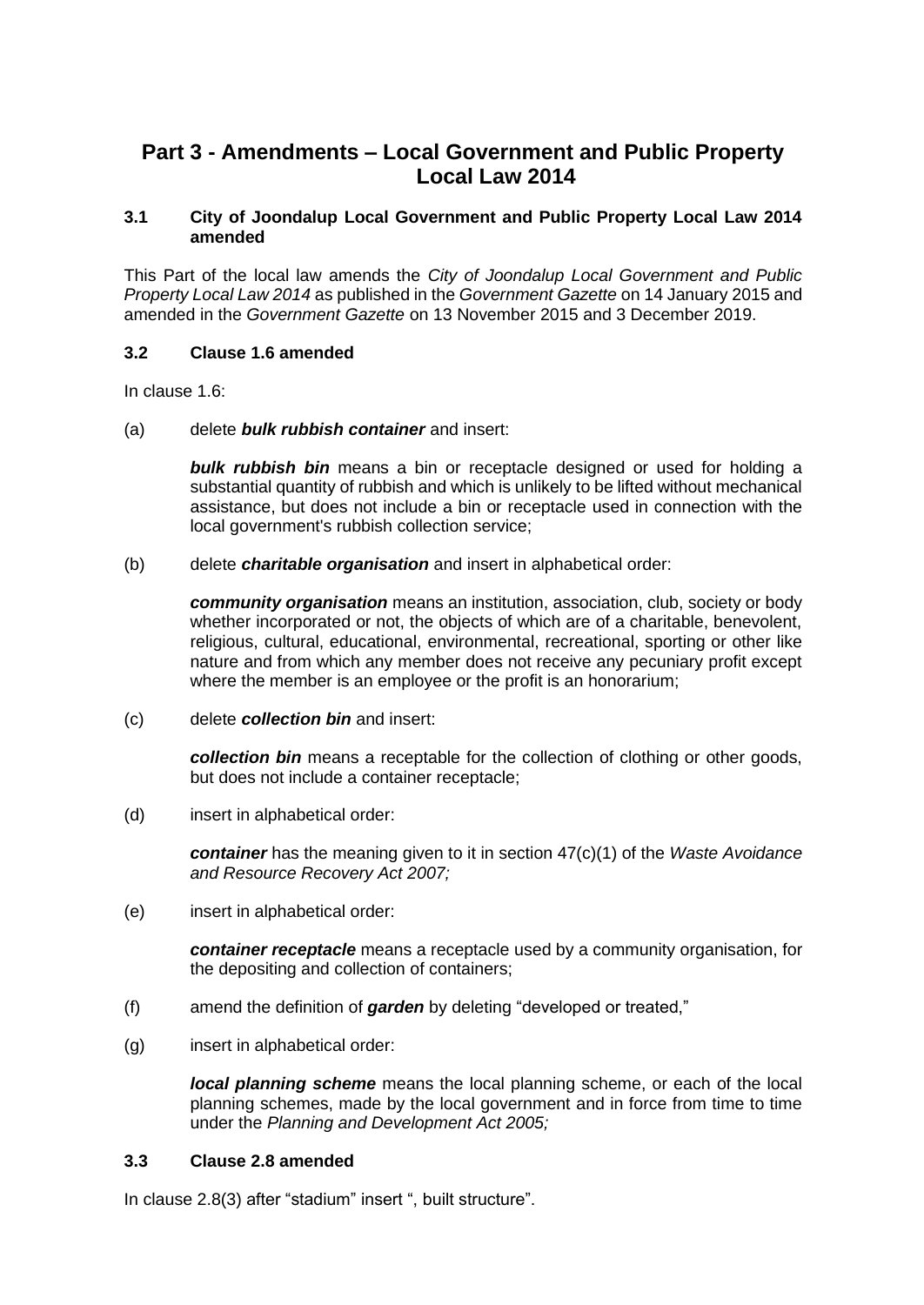# Part 3 - Amendments – Local Government and Public Property Local Law 2014

### 3.1 City of Joondalup Local Government and Public Property Local Law 2014 amended

This Part of the local law amends the *City of Joondalup Local Government and Public Property Local Law 2014* as published in the *Government Gazette* on 14 January 2015 and amended in the *Government Gazette* on 13 November 2015 and 3 December 2019.

### 3.2 Clause 1.6 amended

In clause 1.6:

(a) delete ***bulk rubbish container*** and insert:

> ***bulk rubbish bin*** means a bin or receptacle designed or used for holding a substantial quantity of rubbish and which is unlikely to be lifted without mechanical assistance, but does not include a bin or receptacle used in connection with the local government's rubbish collection service;

(b) delete ***charitable organisation*** and insert in alphabetical order:

> ***community organisation*** means an institution, association, club, society or body whether incorporated or not, the objects of which are of a charitable, benevolent, religious, cultural, educational, environmental, recreational, sporting or other like nature and from which any member does not receive any pecuniary profit except where the member is an employee or the profit is an honorarium;

(c) delete ***collection bin*** and insert:

> ***collection bin*** means a receptable for the collection of clothing or other goods, but does not include a container receptacle;

(d) insert in alphabetical order:

> ***container*** has the meaning given to it in section 47(c)(1) of the *Waste Avoidance and Resource Recovery Act 2007;*

(e) insert in alphabetical order:

> ***container receptacle*** means a receptacle used by a community organisation, for the depositing and collection of containers;

(f) amend the definition of ***garden*** by deleting "developed or treated,"

(g) insert in alphabetical order:

> ***local planning scheme*** means the local planning scheme, or each of the local planning schemes, made by the local government and in force from time to time under the *Planning and Development Act 2005;*

### 3.3 Clause 2.8 amended

In clause 2.8(3) after "stadium" insert ", built structure".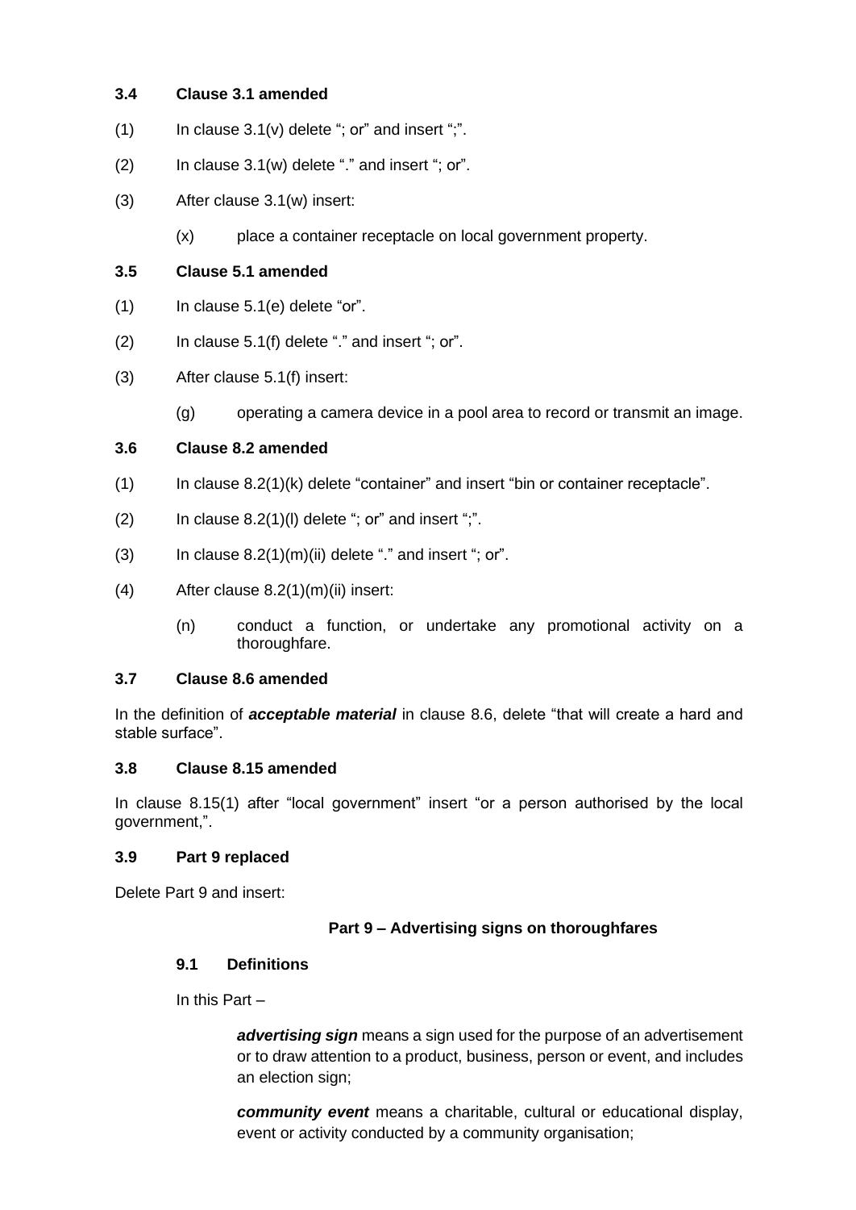### 3.4 Clause 3.1 amended

(1) In clause 3.1(v) delete "; or" and insert ";".

(2) In clause 3.1(w) delete "." and insert "; or".

(3) After clause 3.1(w) insert:

> (x) place a container receptacle on local government property.

### 3.5 Clause 5.1 amended

(1) In clause 5.1(e) delete "or".

(2) In clause 5.1(f) delete "." and insert "; or".

(3) After clause 5.1(f) insert:

> (g) operating a camera device in a pool area to record or transmit an image.

### 3.6 Clause 8.2 amended

(1) In clause 8.2(1)(k) delete "container" and insert "bin or container receptacle".

(2) In clause 8.2(1)(l) delete "; or" and insert ";".

(3) In clause 8.2(1)(m)(ii) delete "." and insert "; or".

(4) After clause 8.2(1)(m)(ii) insert:

> (n) conduct a function, or undertake any promotional activity on a thoroughfare.

### 3.7 Clause 8.6 amended

In the definition of ***acceptable material*** in clause 8.6, delete "that will create a hard and stable surface".

### 3.8 Clause 8.15 amended

In clause 8.15(1) after "local government" insert "or a person authorised by the local government,".

### 3.9 Part 9 replaced

Delete Part 9 and insert:

**Part 9 – Advertising signs on thoroughfares**

**9.1 Definitions**

In this Part –

> ***advertising sign*** means a sign used for the purpose of an advertisement or to draw attention to a product, business, person or event, and includes an election sign;
>
> ***community event*** means a charitable, cultural or educational display, event or activity conducted by a community organisation;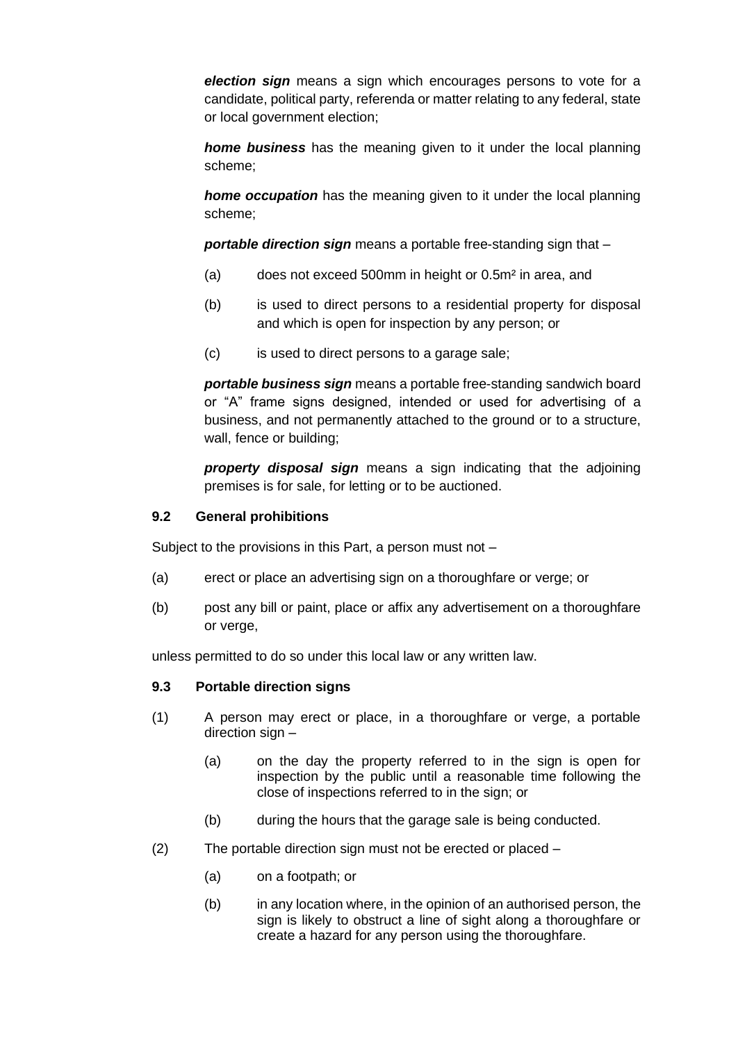***election sign*** means a sign which encourages persons to vote for a candidate, political party, referenda or matter relating to any federal, state or local government election;

***home business*** has the meaning given to it under the local planning scheme;

***home occupation*** has the meaning given to it under the local planning scheme;

***portable direction sign*** means a portable free-standing sign that –

(a) does not exceed 500mm in height or 0.5m² in area, and

(b) is used to direct persons to a residential property for disposal and which is open for inspection by any person; or

(c) is used to direct persons to a garage sale;

***portable business sign*** means a portable free-standing sandwich board or "A" frame signs designed, intended or used for advertising of a business, and not permanently attached to the ground or to a structure, wall, fence or building;

***property disposal sign*** means a sign indicating that the adjoining premises is for sale, for letting or to be auctioned.

**9.2 General prohibitions**

Subject to the provisions in this Part, a person must not –

(a) erect or place an advertising sign on a thoroughfare or verge; or

(b) post any bill or paint, place or affix any advertisement on a thoroughfare or verge,

unless permitted to do so under this local law or any written law.

**9.3 Portable direction signs**

(1) A person may erect or place, in a thoroughfare or verge, a portable direction sign –

(a) on the day the property referred to in the sign is open for inspection by the public until a reasonable time following the close of inspections referred to in the sign; or

(b) during the hours that the garage sale is being conducted.

(2) The portable direction sign must not be erected or placed –

(a) on a footpath; or

(b) in any location where, in the opinion of an authorised person, the sign is likely to obstruct a line of sight along a thoroughfare or create a hazard for any person using the thoroughfare.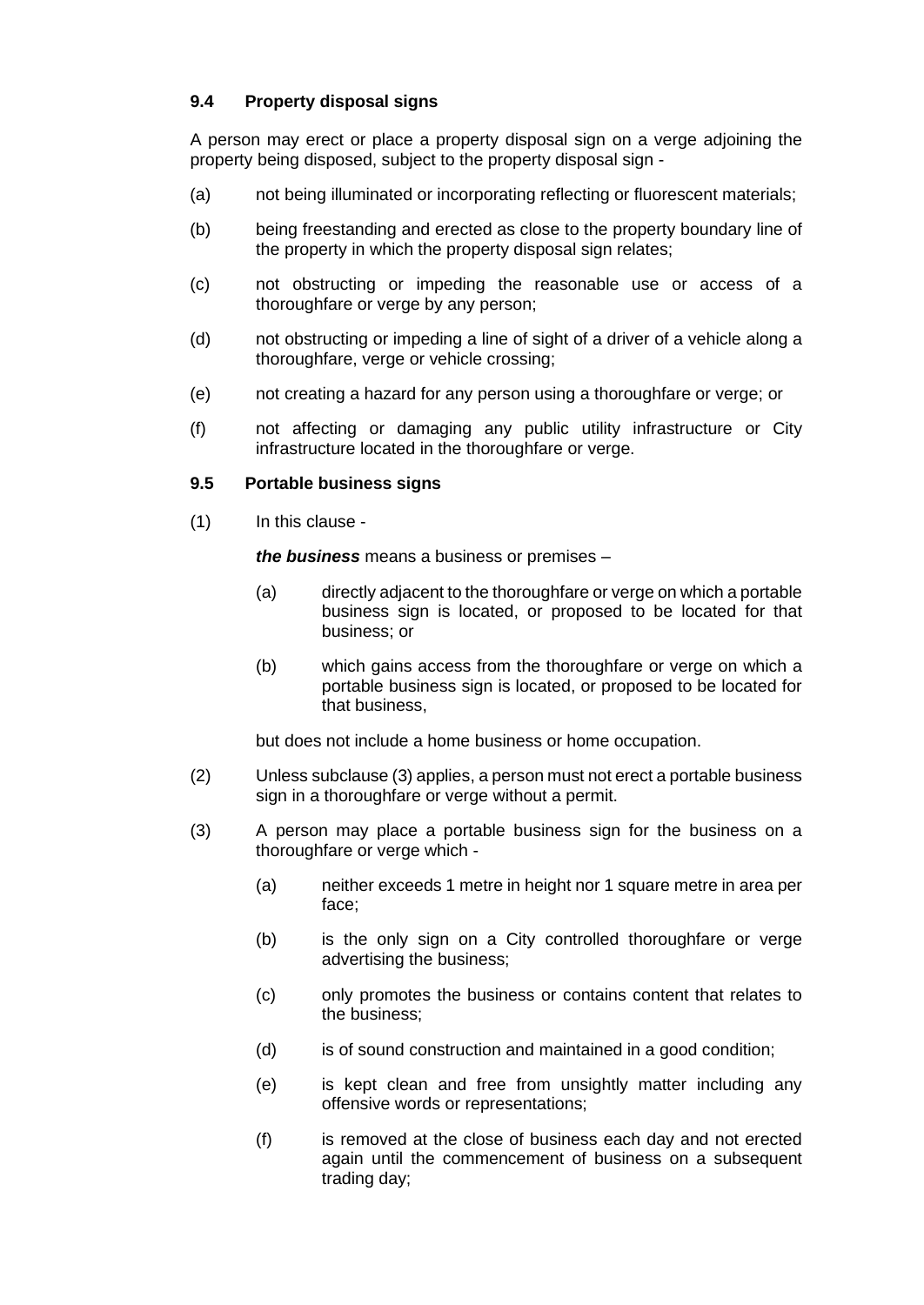### 9.4 Property disposal signs

A person may erect or place a property disposal sign on a verge adjoining the property being disposed, subject to the property disposal sign -

(a) not being illuminated or incorporating reflecting or fluorescent materials;

(b) being freestanding and erected as close to the property boundary line of the property in which the property disposal sign relates;

(c) not obstructing or impeding the reasonable use or access of a thoroughfare or verge by any person;

(d) not obstructing or impeding a line of sight of a driver of a vehicle along a thoroughfare, verge or vehicle crossing;

(e) not creating a hazard for any person using a thoroughfare or verge; or

(f) not affecting or damaging any public utility infrastructure or City infrastructure located in the thoroughfare or verge.

### 9.5 Portable business signs

(1) In this clause -

***the business*** means a business or premises –

(a) directly adjacent to the thoroughfare or verge on which a portable business sign is located, or proposed to be located for that business; or

(b) which gains access from the thoroughfare or verge on which a portable business sign is located, or proposed to be located for that business,

but does not include a home business or home occupation.

(2) Unless subclause (3) applies, a person must not erect a portable business sign in a thoroughfare or verge without a permit.

(3) A person may place a portable business sign for the business on a thoroughfare or verge which -

(a) neither exceeds 1 metre in height nor 1 square metre in area per face;

(b) is the only sign on a City controlled thoroughfare or verge advertising the business;

(c) only promotes the business or contains content that relates to the business;

(d) is of sound construction and maintained in a good condition;

(e) is kept clean and free from unsightly matter including any offensive words or representations;

(f) is removed at the close of business each day and not erected again until the commencement of business on a subsequent trading day;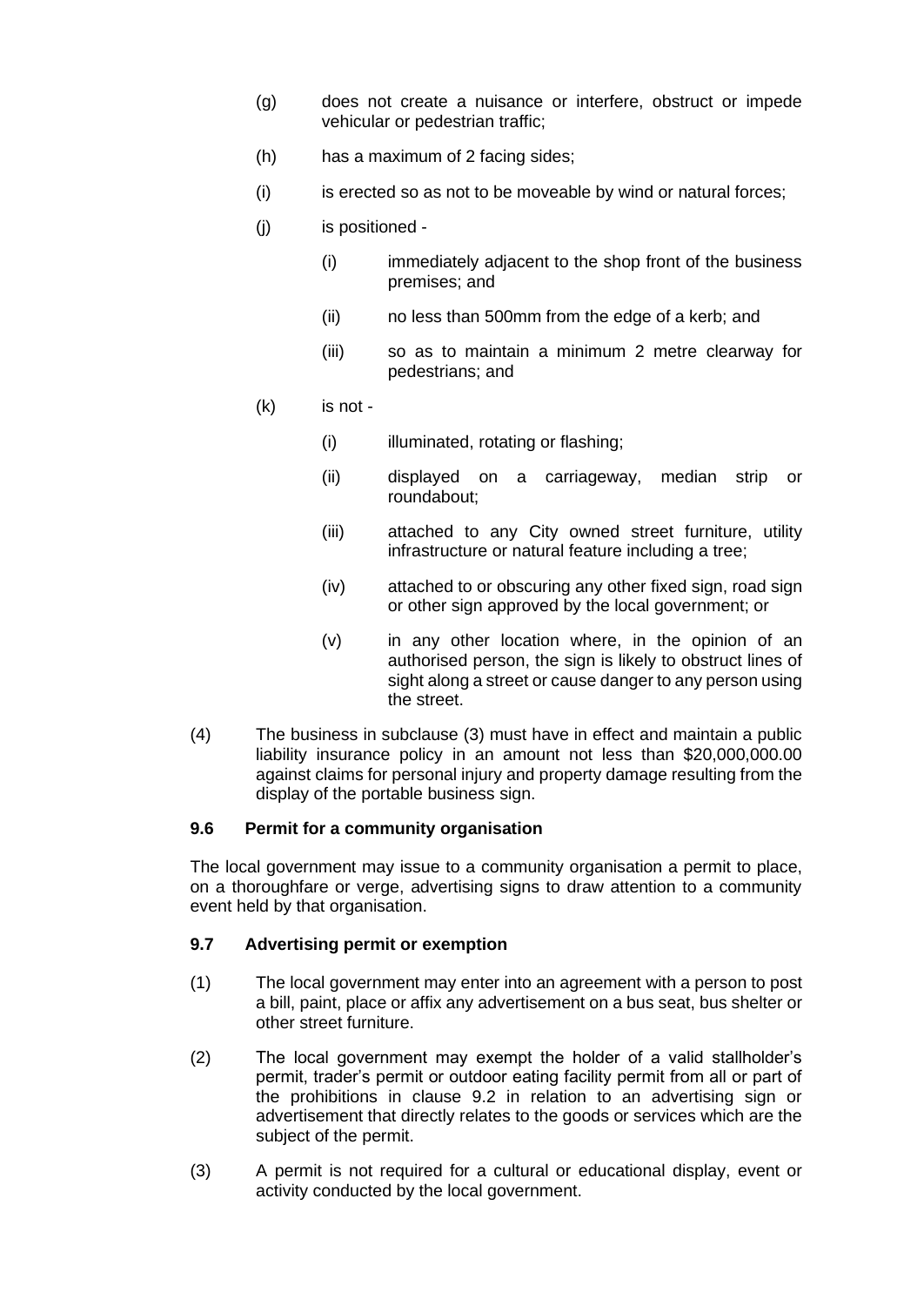(g) does not create a nuisance or interfere, obstruct or impede vehicular or pedestrian traffic;

(h) has a maximum of 2 facing sides;

(i) is erected so as not to be moveable by wind or natural forces;

(j) is positioned -

  (i) immediately adjacent to the shop front of the business premises; and

  (ii) no less than 500mm from the edge of a kerb; and

  (iii) so as to maintain a minimum 2 metre clearway for pedestrians; and

(k) is not -

  (i) illuminated, rotating or flashing;

  (ii) displayed on a carriageway, median strip or roundabout;

  (iii) attached to any City owned street furniture, utility infrastructure or natural feature including a tree;

  (iv) attached to or obscuring any other fixed sign, road sign or other sign approved by the local government; or

  (v) in any other location where, in the opinion of an authorised person, the sign is likely to obstruct lines of sight along a street or cause danger to any person using the street.

(4) The business in subclause (3) must have in effect and maintain a public liability insurance policy in an amount not less than $20,000,000.00 against claims for personal injury and property damage resulting from the display of the portable business sign.

**9.6 Permit for a community organisation**

The local government may issue to a community organisation a permit to place, on a thoroughfare or verge, advertising signs to draw attention to a community event held by that organisation.

**9.7 Advertising permit or exemption**

(1) The local government may enter into an agreement with a person to post a bill, paint, place or affix any advertisement on a bus seat, bus shelter or other street furniture.

(2) The local government may exempt the holder of a valid stallholder's permit, trader's permit or outdoor eating facility permit from all or part of the prohibitions in clause 9.2 in relation to an advertising sign or advertisement that directly relates to the goods or services which are the subject of the permit.

(3) A permit is not required for a cultural or educational display, event or activity conducted by the local government.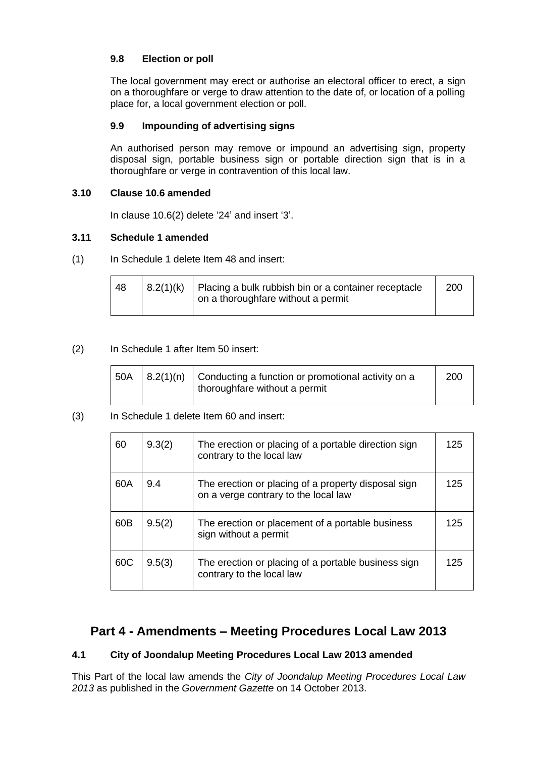#### 9.8 Election or poll

The local government may erect or authorise an electoral officer to erect, a sign on a thoroughfare or verge to draw attention to the date of, or location of a polling place for, a local government election or poll.

#### 9.9 Impounding of advertising signs

An authorised person may remove or impound an advertising sign, property disposal sign, portable business sign or portable direction sign that is in a thoroughfare or verge in contravention of this local law.

### 3.10 Clause 10.6 amended

In clause 10.6(2) delete '24' and insert '3'.

### 3.11 Schedule 1 amended

(1) In Schedule 1 delete Item 48 and insert:

| | | | |
|---|---|---|---|
| 48 | 8.2(1)(k) | Placing a bulk rubbish bin or a container receptacle on a thoroughfare without a permit | 200 |

(2) In Schedule 1 after Item 50 insert:

| | | | |
|---|---|---|---|
| 50A | 8.2(1)(n) | Conducting a function or promotional activity on a thoroughfare without a permit | 200 |

(3) In Schedule 1 delete Item 60 and insert:

| | | | |
|---|---|---|---|
| 60 | 9.3(2) | The erection or placing of a portable direction sign contrary to the local law | 125 |
| 60A | 9.4 | The erection or placing of a property disposal sign on a verge contrary to the local law | 125 |
| 60B | 9.5(2) | The erection or placement of a portable business sign without a permit | 125 |
| 60C | 9.5(3) | The erection or placing of a portable business sign contrary to the local law | 125 |

## Part 4 - Amendments – Meeting Procedures Local Law 2013

### 4.1 City of Joondalup Meeting Procedures Local Law 2013 amended

This Part of the local law amends the *City of Joondalup Meeting Procedures Local Law 2013* as published in the *Government Gazette* on 14 October 2013.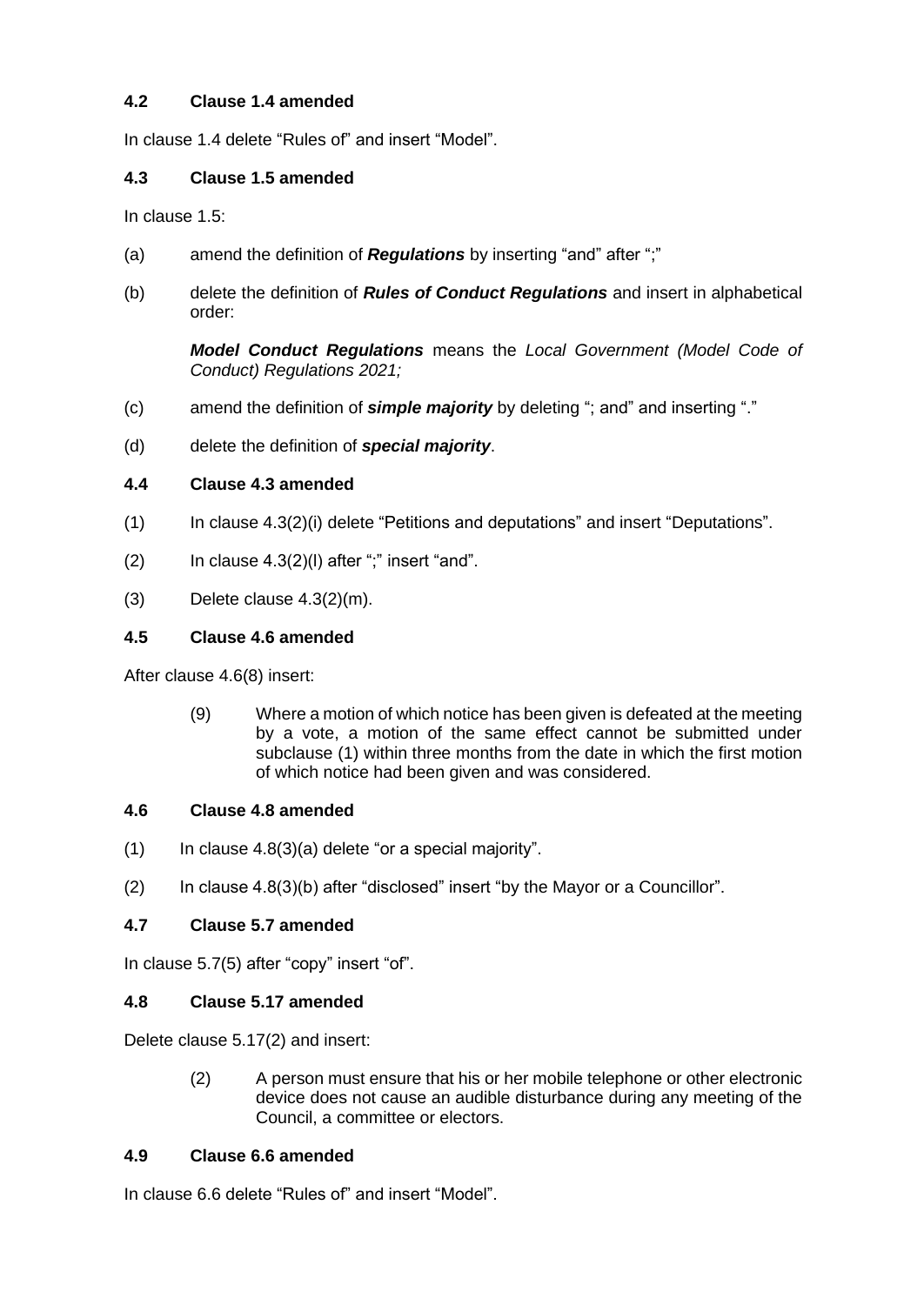### 4.2 Clause 1.4 amended

In clause 1.4 delete "Rules of" and insert "Model".

### 4.3 Clause 1.5 amended

In clause 1.5:

(a) amend the definition of ***Regulations*** by inserting "and" after ";"

(b) delete the definition of ***Rules of Conduct Regulations*** and insert in alphabetical order:

> ***Model Conduct Regulations*** means the *Local Government (Model Code of Conduct) Regulations 2021;*

(c) amend the definition of ***simple majority*** by deleting "; and" and inserting "."

(d) delete the definition of ***special majority***.

### 4.4 Clause 4.3 amended

(1) In clause 4.3(2)(i) delete "Petitions and deputations" and insert "Deputations".

(2) In clause 4.3(2)(l) after ";" insert "and".

(3) Delete clause 4.3(2)(m).

### 4.5 Clause 4.6 amended

After clause 4.6(8) insert:

> (9) Where a motion of which notice has been given is defeated at the meeting by a vote, a motion of the same effect cannot be submitted under subclause (1) within three months from the date in which the first motion of which notice had been given and was considered.

### 4.6 Clause 4.8 amended

(1) In clause 4.8(3)(a) delete "or a special majority".

(2) In clause 4.8(3)(b) after "disclosed" insert "by the Mayor or a Councillor".

### 4.7 Clause 5.7 amended

In clause 5.7(5) after "copy" insert "of".

### 4.8 Clause 5.17 amended

Delete clause 5.17(2) and insert:

> (2) A person must ensure that his or her mobile telephone or other electronic device does not cause an audible disturbance during any meeting of the Council, a committee or electors.

### 4.9 Clause 6.6 amended

In clause 6.6 delete "Rules of" and insert "Model".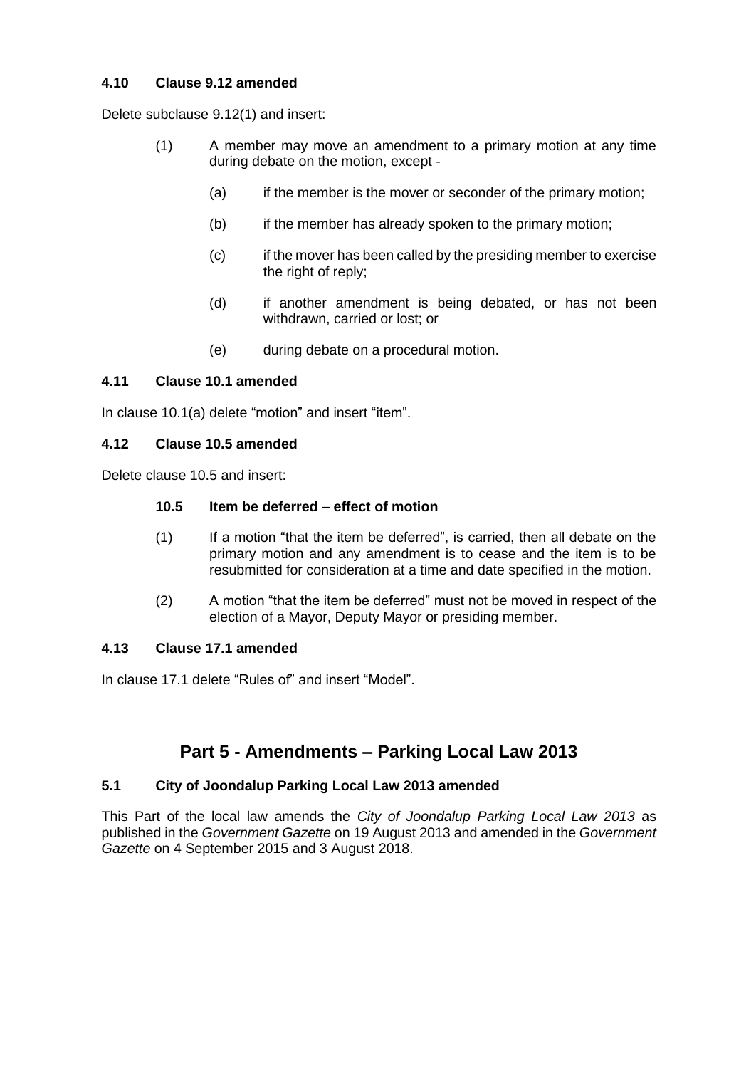### 4.10 Clause 9.12 amended

Delete subclause 9.12(1) and insert:

> (1) A member may move an amendment to a primary motion at any time during debate on the motion, except -
>
> (a) if the member is the mover or seconder of the primary motion;
>
> (b) if the member has already spoken to the primary motion;
>
> (c) if the mover has been called by the presiding member to exercise the right of reply;
>
> (d) if another amendment is being debated, or has not been withdrawn, carried or lost; or
>
> (e) during debate on a procedural motion.

### 4.11 Clause 10.1 amended

In clause 10.1(a) delete "motion" and insert "item".

### 4.12 Clause 10.5 amended

Delete clause 10.5 and insert:

> **10.5 Item be deferred – effect of motion**
>
> (1) If a motion "that the item be deferred", is carried, then all debate on the primary motion and any amendment is to cease and the item is to be resubmitted for consideration at a time and date specified in the motion.
>
> (2) A motion "that the item be deferred" must not be moved in respect of the election of a Mayor, Deputy Mayor or presiding member.

### 4.13 Clause 17.1 amended

In clause 17.1 delete "Rules of" and insert "Model".

## Part 5 - Amendments – Parking Local Law 2013

### 5.1 City of Joondalup Parking Local Law 2013 amended

This Part of the local law amends the *City of Joondalup Parking Local Law 2013* as published in the *Government Gazette* on 19 August 2013 and amended in the *Government Gazette* on 4 September 2015 and 3 August 2018.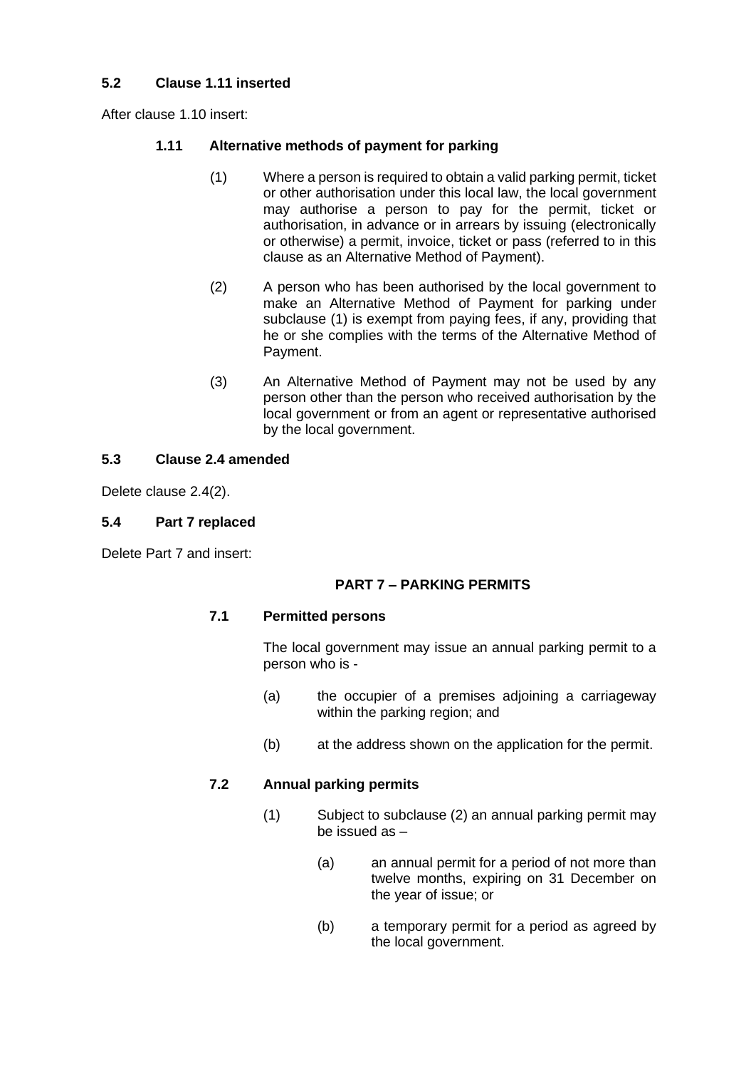### 5.2 Clause 1.11 inserted

After clause 1.10 insert:

#### 1.11 Alternative methods of payment for parking

(1) Where a person is required to obtain a valid parking permit, ticket or other authorisation under this local law, the local government may authorise a person to pay for the permit, ticket or authorisation, in advance or in arrears by issuing (electronically or otherwise) a permit, invoice, ticket or pass (referred to in this clause as an Alternative Method of Payment).

(2) A person who has been authorised by the local government to make an Alternative Method of Payment for parking under subclause (1) is exempt from paying fees, if any, providing that he or she complies with the terms of the Alternative Method of Payment.

(3) An Alternative Method of Payment may not be used by any person other than the person who received authorisation by the local government or from an agent or representative authorised by the local government.

### 5.3 Clause 2.4 amended

Delete clause 2.4(2).

### 5.4 Part 7 replaced

Delete Part 7 and insert:

**PART 7 – PARKING PERMITS**

#### 7.1 Permitted persons

The local government may issue an annual parking permit to a person who is -

(a) the occupier of a premises adjoining a carriageway within the parking region; and

(b) at the address shown on the application for the permit.

#### 7.2 Annual parking permits

(1) Subject to subclause (2) an annual parking permit may be issued as –

(a) an annual permit for a period of not more than twelve months, expiring on 31 December on the year of issue; or

(b) a temporary permit for a period as agreed by the local government.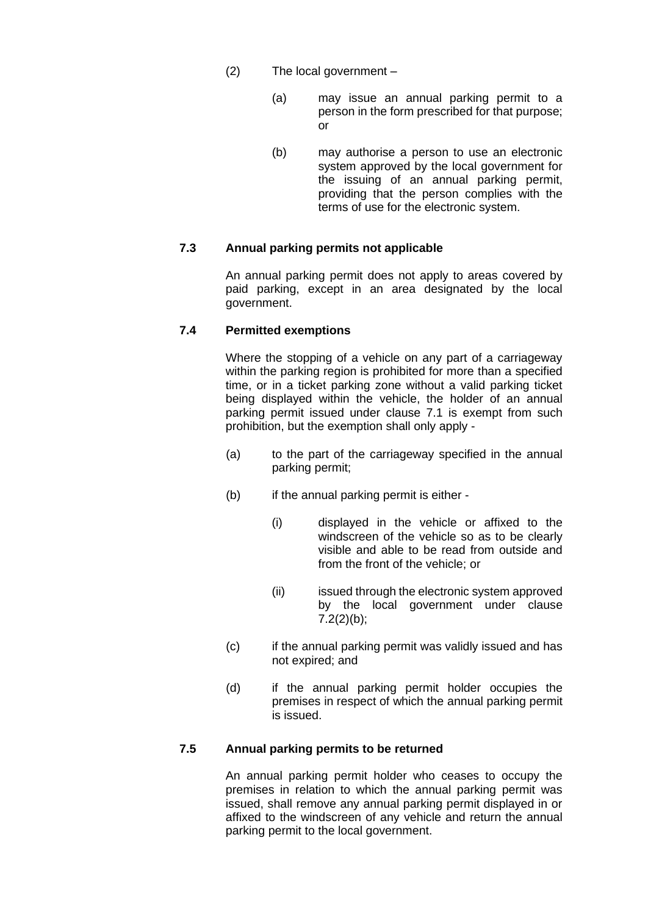(2) The local government –

(a) may issue an annual parking permit to a person in the form prescribed for that purpose; or

(b) may authorise a person to use an electronic system approved by the local government for the issuing of an annual parking permit, providing that the person complies with the terms of use for the electronic system.

### 7.3 Annual parking permits not applicable

An annual parking permit does not apply to areas covered by paid parking, except in an area designated by the local government.

### 7.4 Permitted exemptions

Where the stopping of a vehicle on any part of a carriageway within the parking region is prohibited for more than a specified time, or in a ticket parking zone without a valid parking ticket being displayed within the vehicle, the holder of an annual parking permit issued under clause 7.1 is exempt from such prohibition, but the exemption shall only apply -

(a) to the part of the carriageway specified in the annual parking permit;

(b) if the annual parking permit is either -

(i) displayed in the vehicle or affixed to the windscreen of the vehicle so as to be clearly visible and able to be read from outside and from the front of the vehicle; or

(ii) issued through the electronic system approved by the local government under clause 7.2(2)(b);

(c) if the annual parking permit was validly issued and has not expired; and

(d) if the annual parking permit holder occupies the premises in respect of which the annual parking permit is issued.

### 7.5 Annual parking permits to be returned

An annual parking permit holder who ceases to occupy the premises in relation to which the annual parking permit was issued, shall remove any annual parking permit displayed in or affixed to the windscreen of any vehicle and return the annual parking permit to the local government.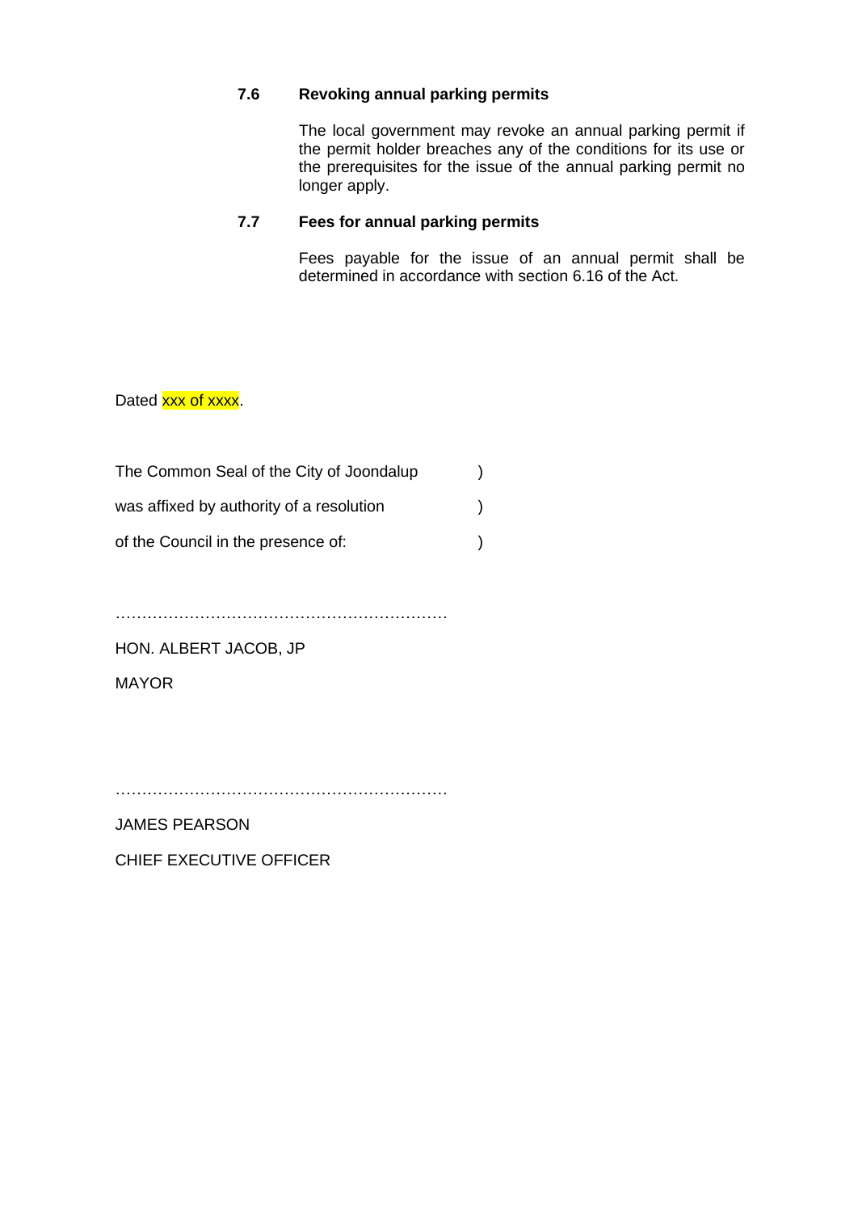### 7.6 Revoking annual parking permits

The local government may revoke an annual parking permit if the permit holder breaches any of the conditions for its use or the prerequisites for the issue of the annual parking permit no longer apply.

### 7.7 Fees for annual parking permits

Fees payable for the issue of an annual permit shall be determined in accordance with section 6.16 of the Act.

Dated xxx of xxxx.

The Common Seal of the City of Joondalup )
was affixed by authority of a resolution )
of the Council in the presence of: )

………………………………………………………

HON. ALBERT JACOB, JP

MAYOR

………………………………………………………

JAMES PEARSON

CHIEF EXECUTIVE OFFICER